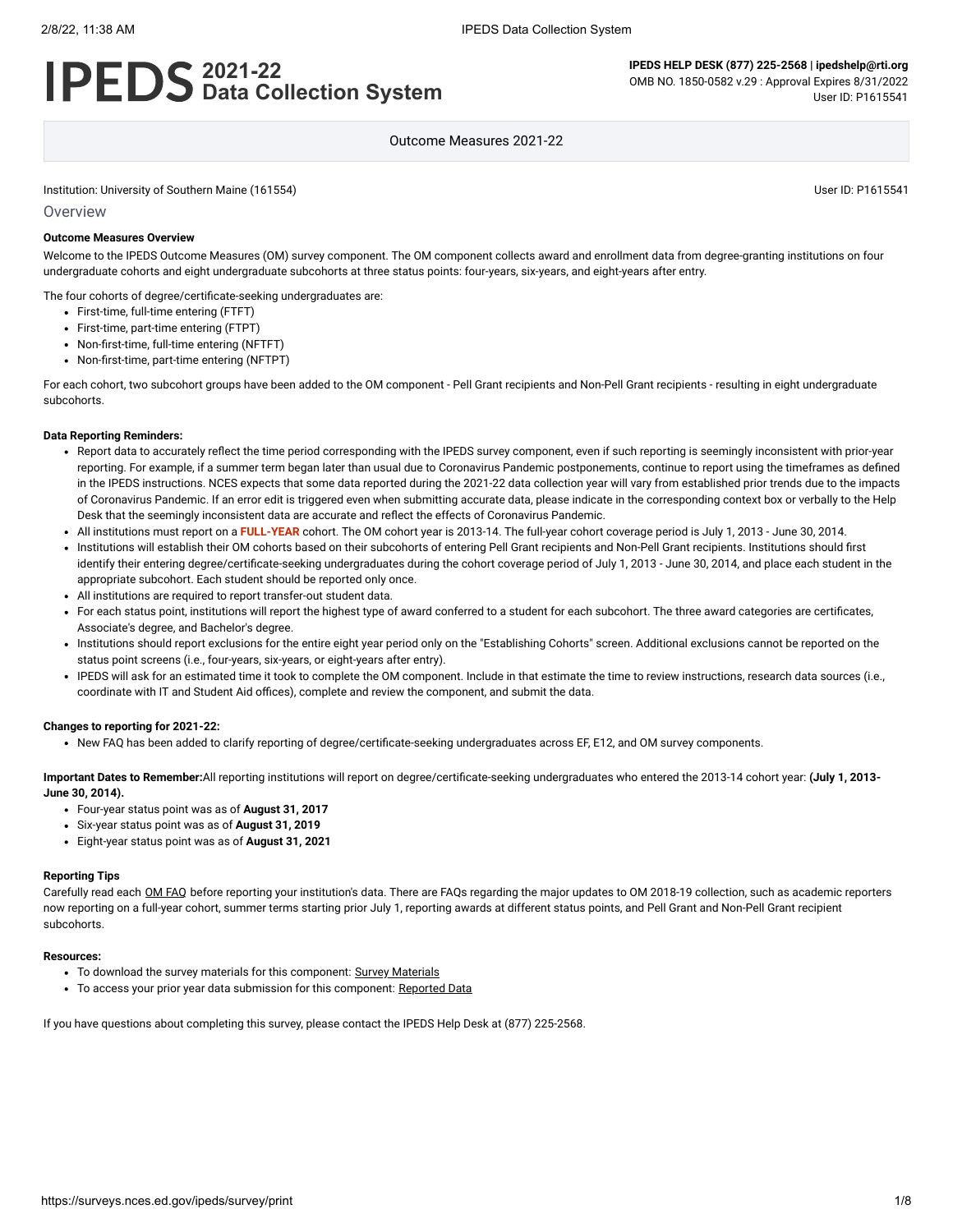# IPEDS 2021-22 Data Collection System

**IPEDS HELP DESK (877) 225-2568 | ipedshelp@rti.org**
OMB NO. 1850-0582 v.29 : Approval Expires 8/31/2022
User ID: P1615541

Outcome Measures 2021-22

Institution: University of Southern Maine (161554)

User ID: P1615541

## Overview

**Outcome Measures Overview**

Welcome to the IPEDS Outcome Measures (OM) survey component. The OM component collects award and enrollment data from degree-granting institutions on four undergraduate cohorts and eight undergraduate subcohorts at three status points: four-years, six-years, and eight-years after entry.

The four cohorts of degree/certificate-seeking undergraduates are:

- First-time, full-time entering (FTFT)
- First-time, part-time entering (FTPT)
- Non-first-time, full-time entering (NFTFT)
- Non-first-time, part-time entering (NFTPT)

For each cohort, two subcohort groups have been added to the OM component - Pell Grant recipients and Non-Pell Grant recipients - resulting in eight undergraduate subcohorts.

**Data Reporting Reminders:**

- Report data to accurately reflect the time period corresponding with the IPEDS survey component, even if such reporting is seemingly inconsistent with prior-year reporting. For example, if a summer term began later than usual due to Coronavirus Pandemic postponements, continue to report using the timeframes as defined in the IPEDS instructions. NCES expects that some data reported during the 2021-22 data collection year will vary from established prior trends due to the impacts of Coronavirus Pandemic. If an error edit is triggered even when submitting accurate data, please indicate in the corresponding context box or verbally to the Help Desk that the seemingly inconsistent data are accurate and reflect the effects of Coronavirus Pandemic.
- All institutions must report on a **FULL-YEAR** cohort. The OM cohort year is 2013-14. The full-year cohort coverage period is July 1, 2013 - June 30, 2014.
- Institutions will establish their OM cohorts based on their subcohorts of entering Pell Grant recipients and Non-Pell Grant recipients. Institutions should first identify their entering degree/certificate-seeking undergraduates during the cohort coverage period of July 1, 2013 - June 30, 2014, and place each student in the appropriate subcohort. Each student should be reported only once.
- All institutions are required to report transfer-out student data.
- For each status point, institutions will report the highest type of award conferred to a student for each subcohort. The three award categories are certificates, Associate's degree, and Bachelor's degree.
- Institutions should report exclusions for the entire eight year period only on the "Establishing Cohorts" screen. Additional exclusions cannot be reported on the status point screens (i.e., four-years, six-years, or eight-years after entry).
- IPEDS will ask for an estimated time it took to complete the OM component. Include in that estimate the time to review instructions, research data sources (i.e., coordinate with IT and Student Aid offices), complete and review the component, and submit the data.

**Changes to reporting for 2021-22:**

- New FAQ has been added to clarify reporting of degree/certificate-seeking undergraduates across EF, E12, and OM survey components.

**Important Dates to Remember:** All reporting institutions will report on degree/certificate-seeking undergraduates who entered the 2013-14 cohort year: **(July 1, 2013-June 30, 2014).**

- Four-year status point was as of **August 31, 2017**
- Six-year status point was as of **August 31, 2019**
- Eight-year status point was as of **August 31, 2021**

**Reporting Tips**

Carefully read each OM FAQ before reporting your institution's data. There are FAQs regarding the major updates to OM 2018-19 collection, such as academic reporters now reporting on a full-year cohort, summer terms starting prior July 1, reporting awards at different status points, and Pell Grant and Non-Pell Grant recipient subcohorts.

**Resources:**

- To download the survey materials for this component: Survey Materials
- To access your prior year data submission for this component: Reported Data

If you have questions about completing this survey, please contact the IPEDS Help Desk at (877) 225-2568.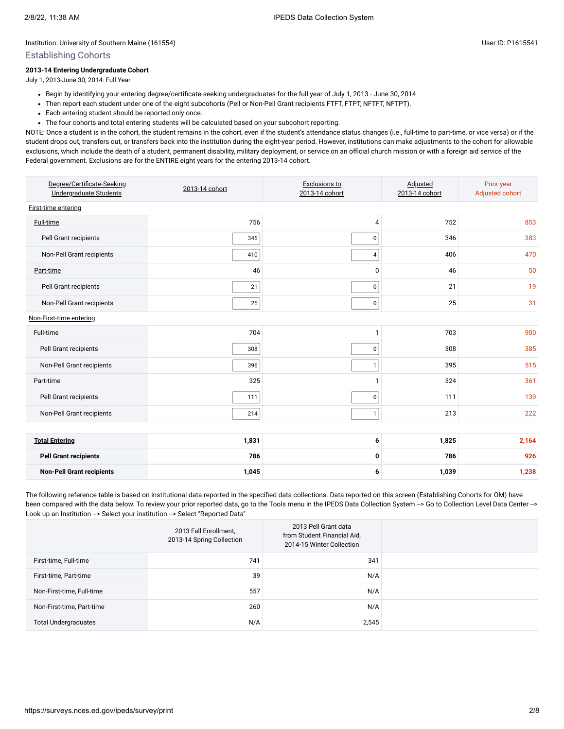Institution: University of Southern Maine (161554)

User ID: P1615541

## Establishing Cohorts

**2013-14 Entering Undergraduate Cohort**

July 1, 2013-June 30, 2014: Full Year

- Begin by identifying your entering degree/certificate-seeking undergraduates for the full year of July 1, 2013 - June 30, 2014.
- Then report each student under one of the eight subcohorts (Pell or Non-Pell Grant recipients FTFT, FTPT, NFTFT, NFTPT).
- Each entering student should be reported only once.
- The four cohorts and total entering students will be calculated based on your subcohort reporting.

NOTE: Once a student is in the cohort, the student remains in the cohort, even if the student's attendance status changes (i.e., full-time to part-time, or vice versa) or if the student drops out, transfers out, or transfers back into the institution during the eight-year period. However, institutions can make adjustments to the cohort for allowable exclusions, which include the death of a student, permanent disability, military deployment, or service on an official church mission or with a foreign aid service of the Federal government. Exclusions are for the ENTIRE eight years for the entering 2013-14 cohort.

| Degree/Certificate-Seeking Undergraduate Students | 2013-14 cohort | Exclusions to 2013-14 cohort | Adjusted 2013-14 cohort | Prior year Adjusted cohort |
|---|---|---|---|---|
| First-time entering | | | | |
| Full-time | 756 | 4 | 752 | 853 |
| Pell Grant recipients | 346 | 0 | 346 | 383 |
| Non-Pell Grant recipients | 410 | 4 | 406 | 470 |
| Part-time | 46 | 0 | 46 | 50 |
| Pell Grant recipients | 21 | 0 | 21 | 19 |
| Non-Pell Grant recipients | 25 | 0 | 25 | 31 |
| Non-First-time entering | | | | |
| Full-time | 704 | 1 | 703 | 900 |
| Pell Grant recipients | 308 | 0 | 308 | 385 |
| Non-Pell Grant recipients | 396 | 1 | 395 | 515 |
| Part-time | 325 | 1 | 324 | 361 |
| Pell Grant recipients | 111 | 0 | 111 | 139 |
| Non-Pell Grant recipients | 214 | 1 | 213 | 222 |
| **Total Entering** | **1,831** | **6** | **1,825** | **2,164** |
| **Pell Grant recipients** | **786** | **0** | **786** | **926** |
| **Non-Pell Grant recipients** | **1,045** | **6** | **1,039** | **1,238** |

The following reference table is based on institutional data reported in the specified data collections. Data reported on this screen (Establishing Cohorts for OM) have been compared with the data below. To review your prior reported data, go to the Tools menu in the IPEDS Data Collection System --> Go to Collection Level Data Center --> Look up an Institution --> Select your institution --> Select "Reported Data"

| | 2013 Fall Enrollment, 2013-14 Spring Collection | 2013 Pell Grant data from Student Financial Aid, 2014-15 Winter Collection | |
|---|---|---|---|
| First-time, Full-time | 741 | 341 | |
| First-time, Part-time | 39 | N/A | |
| Non-First-time, Full-time | 557 | N/A | |
| Non-First-time, Part-time | 260 | N/A | |
| Total Undergraduates | N/A | 2,545 | |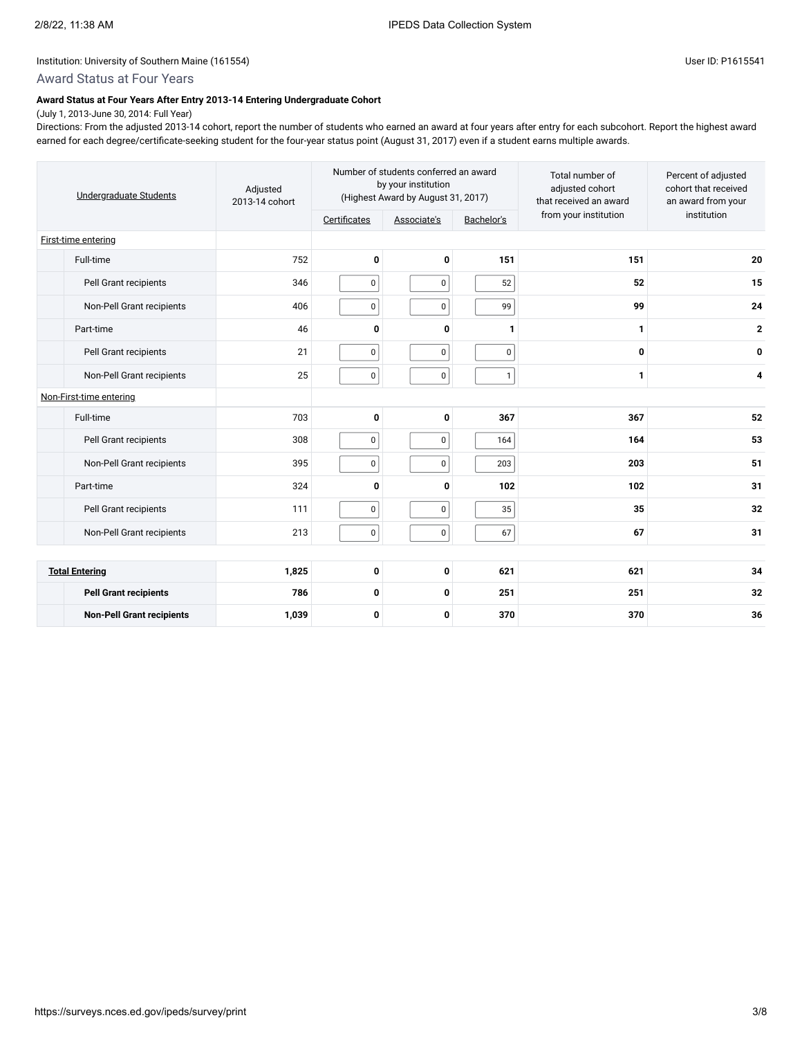Institution: University of Southern Maine (161554)

User ID: P1615541

## Award Status at Four Years

**Award Status at Four Years After Entry 2013-14 Entering Undergraduate Cohort**

(July 1, 2013-June 30, 2014: Full Year)

Directions: From the adjusted 2013-14 cohort, report the number of students who earned an award at four years after entry for each subcohort. Report the highest award earned for each degree/certificate-seeking student for the four-year status point (August 31, 2017) even if a student earns multiple awards.

| Undergraduate Students | Adjusted 2013-14 cohort | Number of students conferred an award by your institution (Highest Award by August 31, 2017) | | | Total number of adjusted cohort that received an award from your institution | Percent of adjusted cohort that received an award from your institution |
|---|---|---|---|---|---|---|
| | | Certificates | Associate's | Bachelor's | | |
| First-time entering | | | | | | |
| Full-time | 752 | **0** | **0** | **151** | **151** | **20** |
| Pell Grant recipients | 346 | 0 | 0 | 52 | **52** | **15** |
| Non-Pell Grant recipients | 406 | 0 | 0 | 99 | **99** | **24** |
| Part-time | 46 | **0** | **0** | **1** | **1** | **2** |
| Pell Grant recipients | 21 | 0 | 0 | 0 | **0** | **0** |
| Non-Pell Grant recipients | 25 | 0 | 0 | 1 | **1** | **4** |
| Non-First-time entering | | | | | | |
| Full-time | 703 | **0** | **0** | **367** | **367** | **52** |
| Pell Grant recipients | 308 | 0 | 0 | 164 | **164** | **53** |
| Non-Pell Grant recipients | 395 | 0 | 0 | 203 | **203** | **51** |
| Part-time | 324 | **0** | **0** | **102** | **102** | **31** |
| Pell Grant recipients | 111 | 0 | 0 | 35 | **35** | **32** |
| Non-Pell Grant recipients | 213 | 0 | 0 | 67 | **67** | **31** |
| **Total Entering** | **1,825** | **0** | **0** | **621** | **621** | **34** |
| **Pell Grant recipients** | **786** | **0** | **0** | **251** | **251** | **32** |
| **Non-Pell Grant recipients** | **1,039** | **0** | **0** | **370** | **370** | **36** |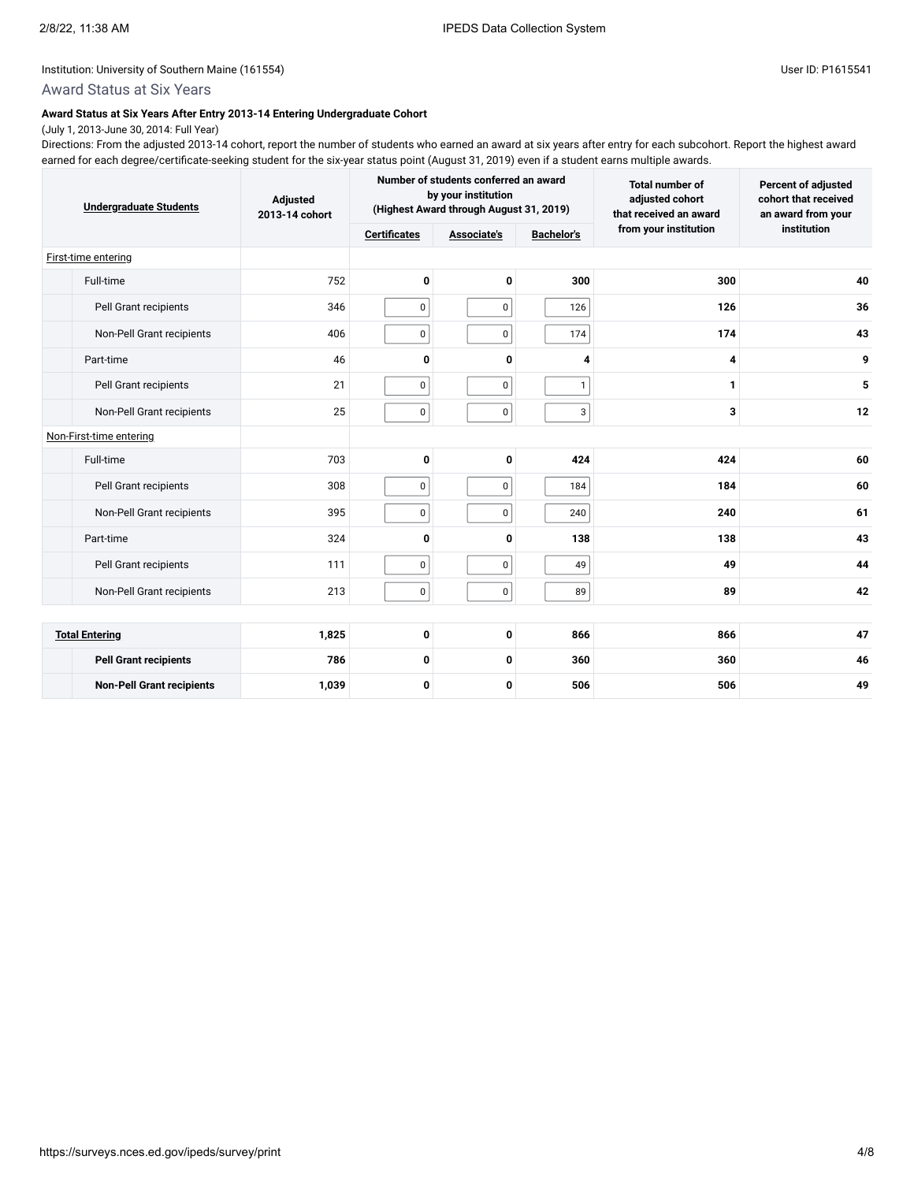Institution: University of Southern Maine (161554)

User ID: P1615541

## Award Status at Six Years

**Award Status at Six Years After Entry 2013-14 Entering Undergraduate Cohort**

(July 1, 2013-June 30, 2014: Full Year)

Directions: From the adjusted 2013-14 cohort, report the number of students who earned an award at six years after entry for each subcohort. Report the highest award earned for each degree/certificate-seeking student for the six-year status point (August 31, 2019) even if a student earns multiple awards.

| Undergraduate Students | Adjusted 2013-14 cohort | Number of students conferred an award by your institution (Highest Award through August 31, 2019) | | | Total number of adjusted cohort that received an award from your institution | Percent of adjusted cohort that received an award from your institution |
|---|---|---|---|---|---|---|
| | | Certificates | Associate's | Bachelor's | | |
| First-time entering | | | | | | |
| Full-time | 752 | **0** | **0** | **300** | **300** | **40** |
| Pell Grant recipients | 346 | 0 | 0 | 126 | **126** | **36** |
| Non-Pell Grant recipients | 406 | 0 | 0 | 174 | **174** | **43** |
| Part-time | 46 | **0** | **0** | **4** | **4** | **9** |
| Pell Grant recipients | 21 | 0 | 0 | 1 | **1** | **5** |
| Non-Pell Grant recipients | 25 | 0 | 0 | 3 | **3** | **12** |
| Non-First-time entering | | | | | | |
| Full-time | 703 | **0** | **0** | **424** | **424** | **60** |
| Pell Grant recipients | 308 | 0 | 0 | 184 | **184** | **60** |
| Non-Pell Grant recipients | 395 | 0 | 0 | 240 | **240** | **61** |
| Part-time | 324 | **0** | **0** | **138** | **138** | **43** |
| Pell Grant recipients | 111 | 0 | 0 | 49 | **49** | **44** |
| Non-Pell Grant recipients | 213 | 0 | 0 | 89 | **89** | **42** |
| **Total Entering** | **1,825** | **0** | **0** | **866** | **866** | **47** |
| **Pell Grant recipients** | **786** | **0** | **0** | **360** | **360** | **46** |
| **Non-Pell Grant recipients** | **1,039** | **0** | **0** | **506** | **506** | **49** |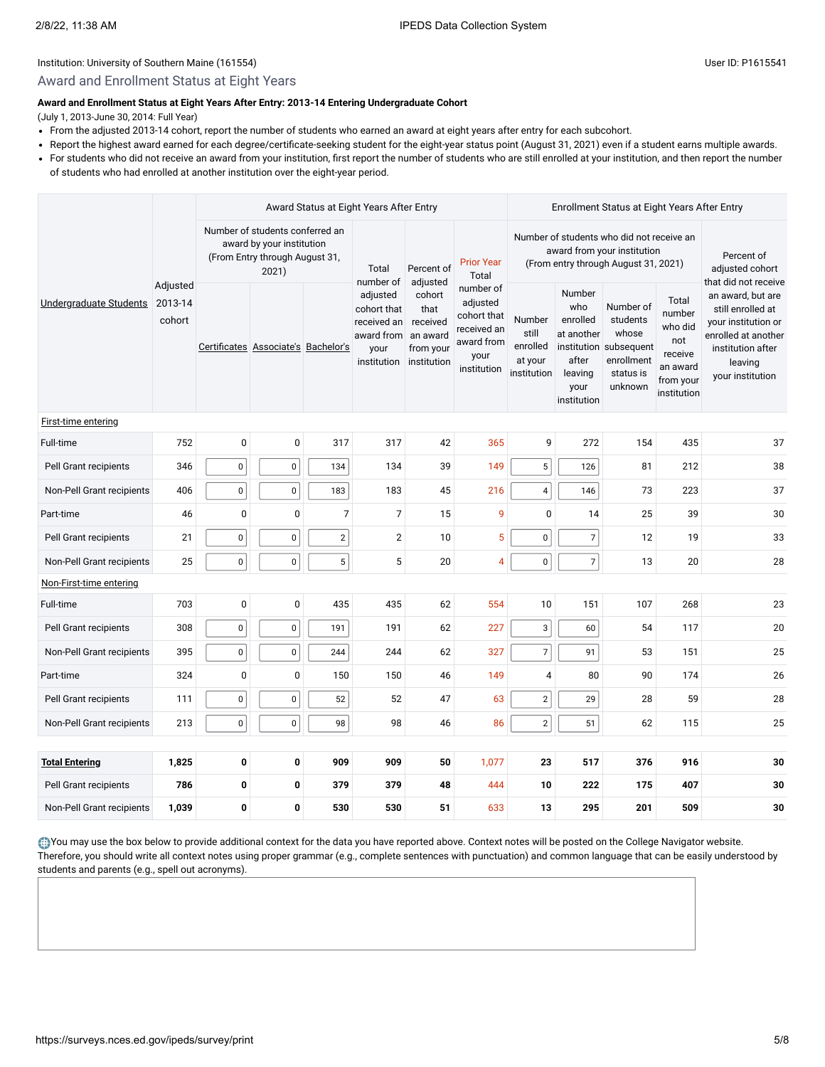Institution: University of Southern Maine (161554)

User ID: P1615541

## Award and Enrollment Status at Eight Years

**Award and Enrollment Status at Eight Years After Entry: 2013-14 Entering Undergraduate Cohort**

(July 1, 2013-June 30, 2014: Full Year)

- From the adjusted 2013-14 cohort, report the number of students who earned an award at eight years after entry for each subcohort.
- Report the highest award earned for each degree/certificate-seeking student for the eight-year status point (August 31, 2021) even if a student earns multiple awards.
- For students who did not receive an award from your institution, first report the number of students who are still enrolled at your institution, and then report the number of students who had enrolled at another institution over the eight-year period.

| Undergraduate Students | Adjusted 2013-14 cohort | Award Status at Eight Years After Entry: Number of students conferred an award by your institution (From Entry through August 31, 2021) | | | | | | Enrollment Status at Eight Years After Entry: Number of students who did not receive an award from your institution (From entry through August 31, 2021) | | | | |
|---|---|---|---|---|---|---|---|---|---|---|---|---|
| | | Certificates | Associate's | Bachelor's | Total number of adjusted cohort that received an award from your institution | Percent of adjusted cohort that received an award from your institution | Prior Year Total number of adjusted cohort that received an award from your institution | Number still enrolled at your institution | Number who enrolled at another institution after leaving your institution | Number of students whose subsequent enrollment status is unknown | Total number who did not receive an award from your institution | Percent of adjusted cohort that did not receive an award, but are still enrolled at your institution or enrolled at another institution after leaving your institution |
| **First-time entering** | | | | | | | | | | | | |
| Full-time | 752 | 0 | 0 | 317 | 317 | 42 | 365 | 9 | 272 | 154 | 435 | 37 |
| Pell Grant recipients | 346 | 0 | 0 | 134 | 134 | 39 | 149 | 5 | 126 | 81 | 212 | 38 |
| Non-Pell Grant recipients | 406 | 0 | 0 | 183 | 183 | 45 | 216 | 4 | 146 | 73 | 223 | 37 |
| Part-time | 46 | 0 | 0 | 7 | 7 | 15 | 9 | 0 | 14 | 25 | 39 | 30 |
| Pell Grant recipients | 21 | 0 | 0 | 2 | 2 | 10 | 5 | 0 | 7 | 12 | 19 | 33 |
| Non-Pell Grant recipients | 25 | 0 | 0 | 5 | 5 | 20 | 4 | 0 | 7 | 13 | 20 | 28 |
| **Non-First-time entering** | | | | | | | | | | | | |
| Full-time | 703 | 0 | 0 | 435 | 435 | 62 | 554 | 10 | 151 | 107 | 268 | 23 |
| Pell Grant recipients | 308 | 0 | 0 | 191 | 191 | 62 | 227 | 3 | 60 | 54 | 117 | 20 |
| Non-Pell Grant recipients | 395 | 0 | 0 | 244 | 244 | 62 | 327 | 7 | 91 | 53 | 151 | 25 |
| Part-time | 324 | 0 | 0 | 150 | 150 | 46 | 149 | 4 | 80 | 90 | 174 | 26 |
| Pell Grant recipients | 111 | 0 | 0 | 52 | 52 | 47 | 63 | 2 | 29 | 28 | 59 | 28 |
| Non-Pell Grant recipients | 213 | 0 | 0 | 98 | 98 | 46 | 86 | 2 | 51 | 62 | 115 | 25 |
| **Total Entering** | **1,825** | **0** | **0** | **909** | **909** | **50** | 1,077 | **23** | **517** | **376** | **916** | **30** |
| Pell Grant recipients | **786** | **0** | **0** | **379** | **379** | **48** | 444 | **10** | **222** | **175** | **407** | **30** |
| Non-Pell Grant recipients | **1,039** | **0** | **0** | **530** | **530** | **51** | 633 | **13** | **295** | **201** | **509** | **30** |

You may use the box below to provide additional context for the data you have reported above. Context notes will be posted on the College Navigator website. Therefore, you should write all context notes using proper grammar (e.g., complete sentences with punctuation) and common language that can be easily understood by students and parents (e.g., spell out acronyms).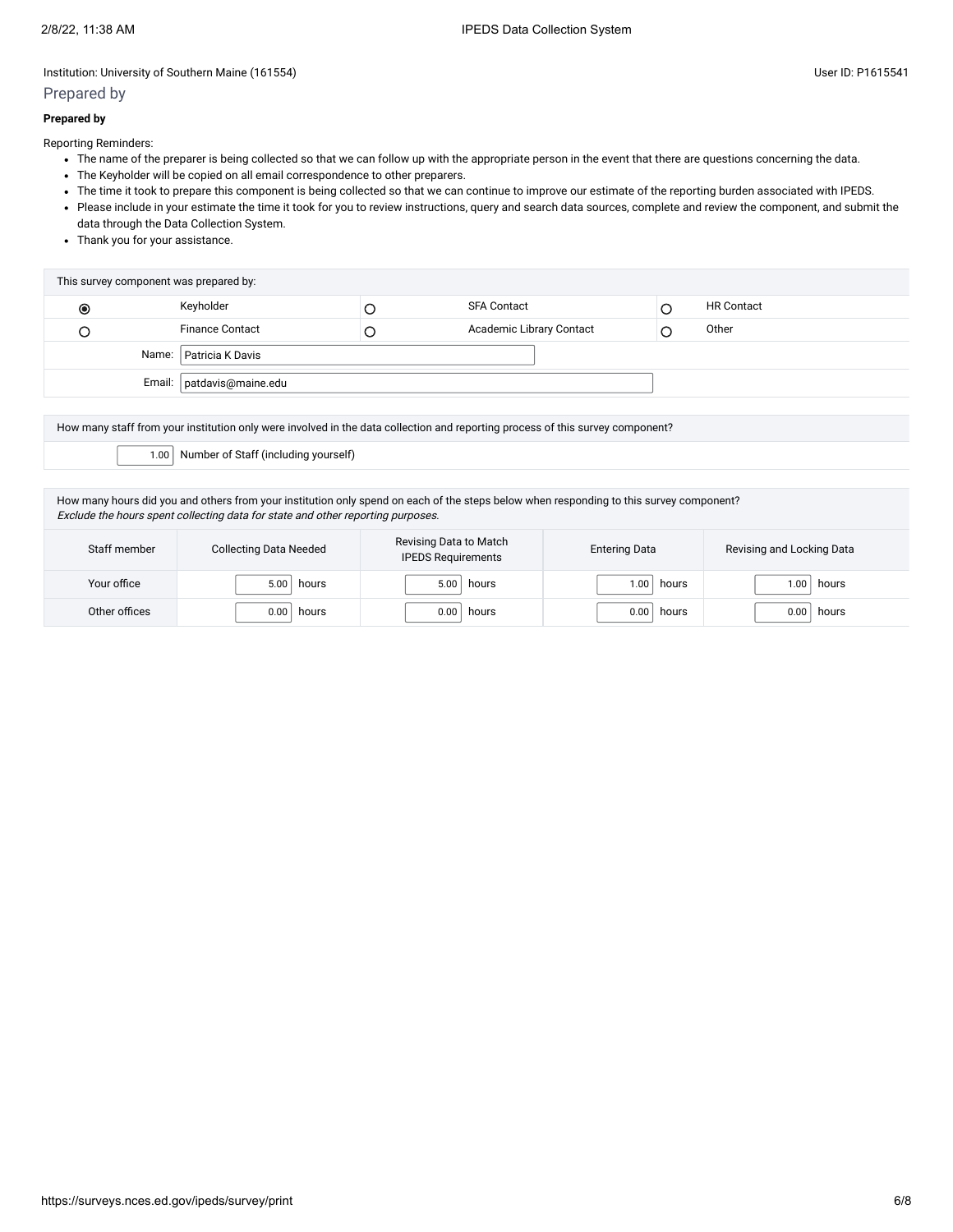Institution: University of Southern Maine (161554)

User ID: P1615541

## Prepared by

**Prepared by**

Reporting Reminders:

- The name of the preparer is being collected so that we can follow up with the appropriate person in the event that there are questions concerning the data.
- The Keyholder will be copied on all email correspondence to other preparers.
- The time it took to prepare this component is being collected so that we can continue to improve our estimate of the reporting burden associated with IPEDS.
- Please include in your estimate the time it took for you to review instructions, query and search data sources, complete and review the component, and submit the data through the Data Collection System.
- Thank you for your assistance.

| This survey component was prepared by: | | | | | |
|---|---|---|---|---|---|
| ◉ | Keyholder | ○ | SFA Contact | ○ | HR Contact |
| ○ | Finance Contact | ○ | Academic Library Contact | ○ | Other |
| Name: | Patricia K Davis | | | | |
| Email: | patdavis@maine.edu | | | | |

How many staff from your institution only were involved in the data collection and reporting process of this survey component?

1.00 Number of Staff (including yourself)

How many hours did you and others from your institution only spend on each of the steps below when responding to this survey component?
*Exclude the hours spent collecting data for state and other reporting purposes.*

| Staff member | Collecting Data Needed | Revising Data to Match IPEDS Requirements | Entering Data | Revising and Locking Data |
|---|---|---|---|---|
| Your office | 5.00 hours | 5.00 hours | 1.00 hours | 1.00 hours |
| Other offices | 0.00 hours | 0.00 hours | 0.00 hours | 0.00 hours |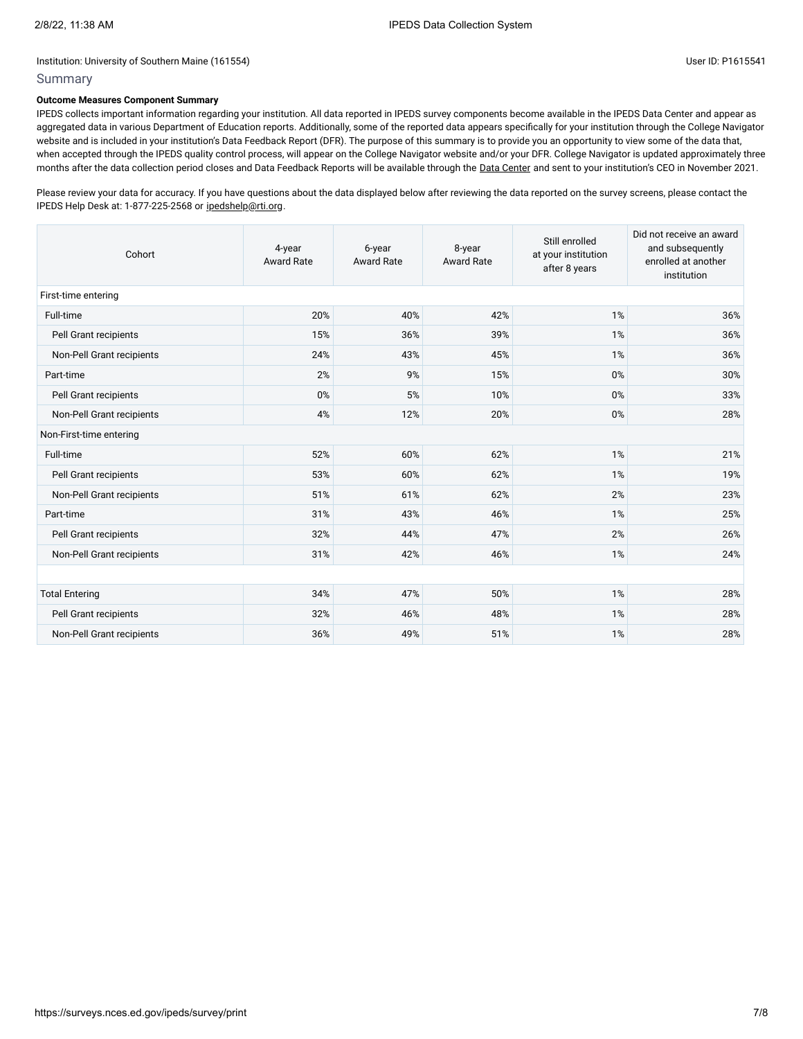Institution: University of Southern Maine (161554)

User ID: P1615541

## Summary

**Outcome Measures Component Summary**

IPEDS collects important information regarding your institution. All data reported in IPEDS survey components become available in the IPEDS Data Center and appear as aggregated data in various Department of Education reports. Additionally, some of the reported data appears specifically for your institution through the College Navigator website and is included in your institution's Data Feedback Report (DFR). The purpose of this summary is to provide you an opportunity to view some of the data that, when accepted through the IPEDS quality control process, will appear on the College Navigator website and/or your DFR. College Navigator is updated approximately three months after the data collection period closes and Data Feedback Reports will be available through the Data Center and sent to your institution's CEO in November 2021.

Please review your data for accuracy. If you have questions about the data displayed below after reviewing the data reported on the survey screens, please contact the IPEDS Help Desk at: 1-877-225-2568 or ipedshelp@rti.org.

| Cohort | 4-year Award Rate | 6-year Award Rate | 8-year Award Rate | Still enrolled at your institution after 8 years | Did not receive an award and subsequently enrolled at another institution |
|---|---|---|---|---|---|
| First-time entering | | | | | |
| Full-time | 20% | 40% | 42% | 1% | 36% |
| Pell Grant recipients | 15% | 36% | 39% | 1% | 36% |
| Non-Pell Grant recipients | 24% | 43% | 45% | 1% | 36% |
| Part-time | 2% | 9% | 15% | 0% | 30% |
| Pell Grant recipients | 0% | 5% | 10% | 0% | 33% |
| Non-Pell Grant recipients | 4% | 12% | 20% | 0% | 28% |
| Non-First-time entering | | | | | |
| Full-time | 52% | 60% | 62% | 1% | 21% |
| Pell Grant recipients | 53% | 60% | 62% | 1% | 19% |
| Non-Pell Grant recipients | 51% | 61% | 62% | 2% | 23% |
| Part-time | 31% | 43% | 46% | 1% | 25% |
| Pell Grant recipients | 32% | 44% | 47% | 2% | 26% |
| Non-Pell Grant recipients | 31% | 42% | 46% | 1% | 24% |
| | | | | | |
| Total Entering | 34% | 47% | 50% | 1% | 28% |
| Pell Grant recipients | 32% | 46% | 48% | 1% | 28% |
| Non-Pell Grant recipients | 36% | 49% | 51% | 1% | 28% |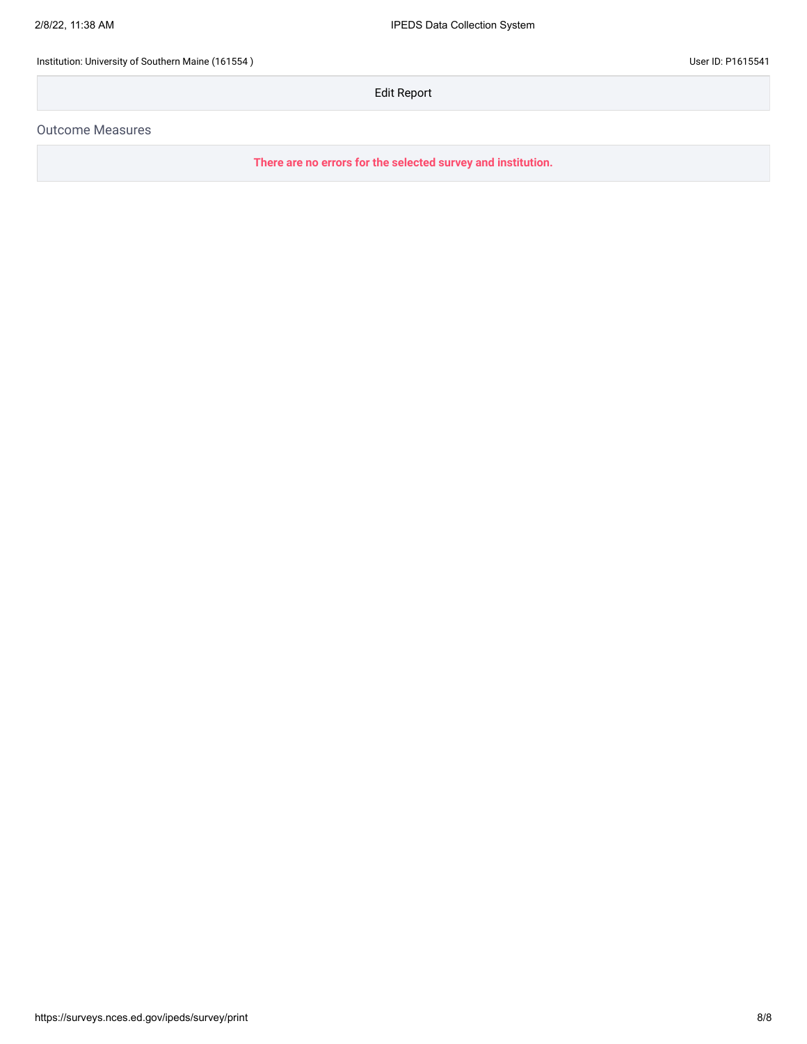Institution: University of Southern Maine (161554 )

User ID: P1615541

Edit Report

## Outcome Measures

**There are no errors for the selected survey and institution.**